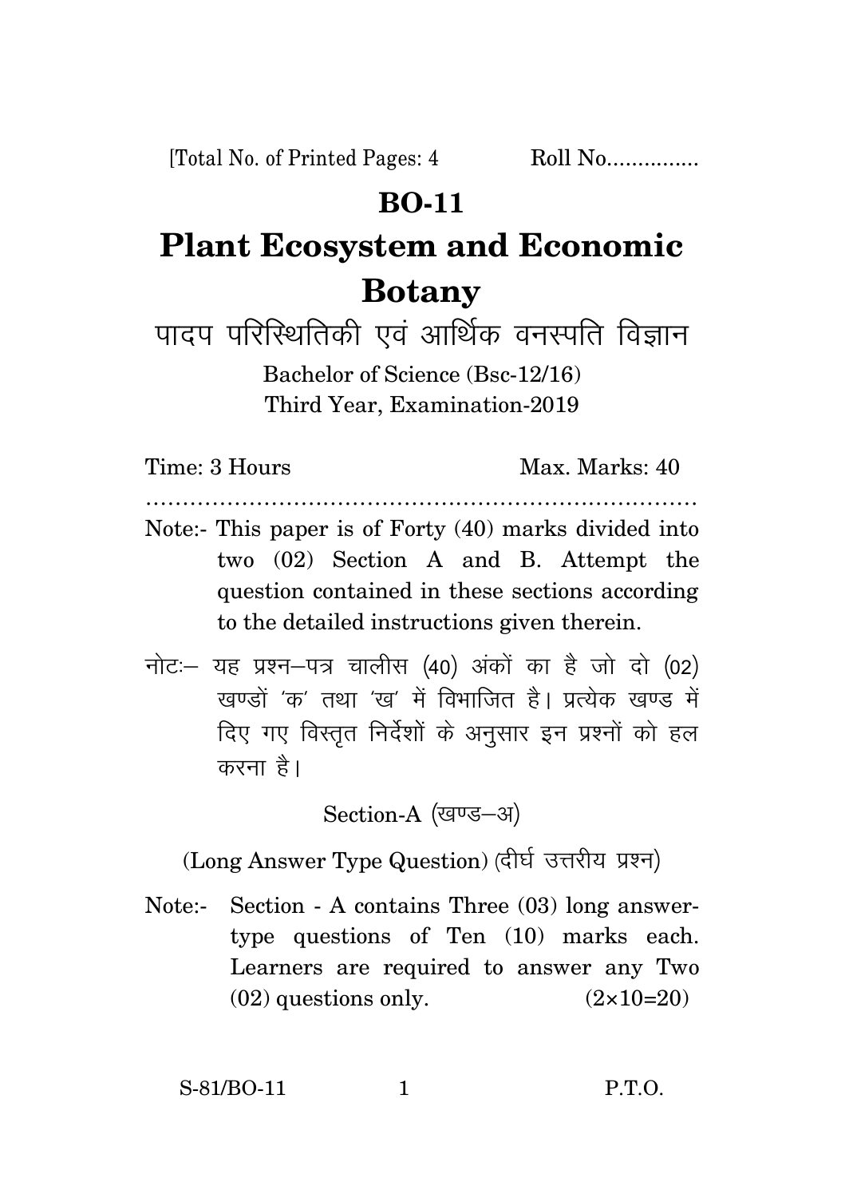[Total No. of Printed Pages: 4 Roll No...............

# BO-11

# Plant Ecosystem and Economic Botany

## पादप परिस्थितिकी एवं आर्थिक वनस्पति विज्ञान

Bachelor of Science (Bsc-12/16)
Third Year, Examination-2019

Time: 3 Hours Max. Marks: 40

.........................................................................

Note:- This paper is of Forty (40) marks divided into two (02) Section A and B. Attempt the question contained in these sections according to the detailed instructions given therein.

नोटः– यह प्रश्न–पत्र चालीस (40) अंकों का है जो दो (02) खण्डों 'क' तथा 'ख' में विभाजित है। प्रत्येक खण्ड में दिए गए विस्तृत निर्देशों के अनुसार इन प्रश्नों को हल करना है।

### Section-A (खण्ड–अ)

(Long Answer Type Question) (दीर्घ उत्तरीय प्रश्न)

Note:- Section - A contains Three (03) long answer-type questions of Ten (10) marks each. Learners are required to answer any Two (02) questions only. (2×10=20)

S-81/BO-11 P.T.O.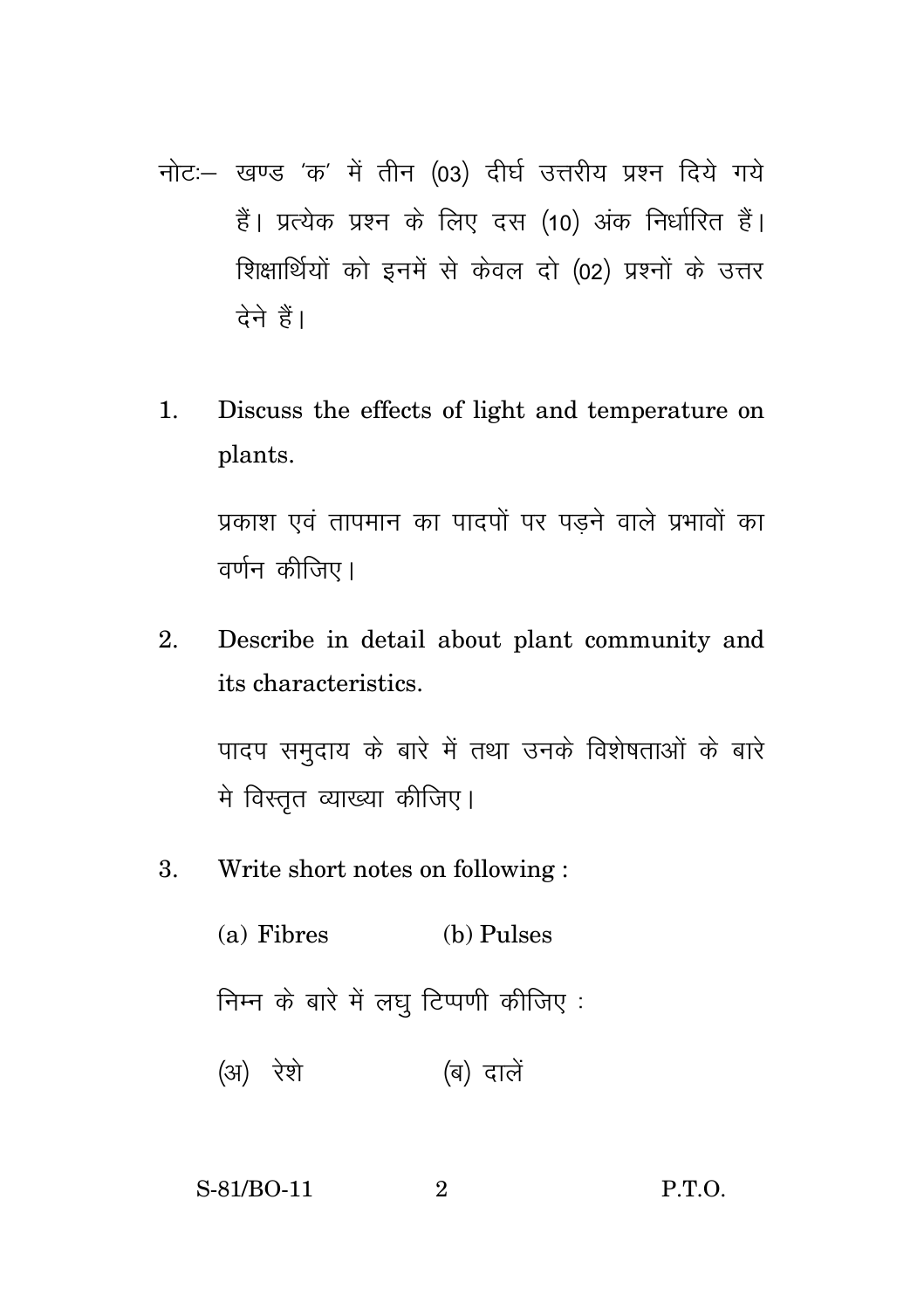नोटः– खण्ड 'क' में तीन (03) दीर्घ उत्तरीय प्रश्न दिये गये हैं। प्रत्येक प्रश्न के लिए दस (10) अंक निर्धारित हैं। शिक्षार्थियों को इनमें से केवल दो (02) प्रश्नों के उत्तर देने हैं।

1. Discuss the effects of light and temperature on plants.

   प्रकाश एवं तापमान का पादपों पर पड़ने वाले प्रभावों का वर्णन कीजिए।

2. Describe in detail about plant community and its characteristics.

   पादप समुदाय के बारे में तथा उनके विशेषताओं के बारे मे विस्तृत व्याख्या कीजिए।

3. Write short notes on following :

   (a) Fibres (b) Pulses

   निम्न के बारे में लघु टिप्पणी कीजिए :

   (अ) रेशे (ब) दालें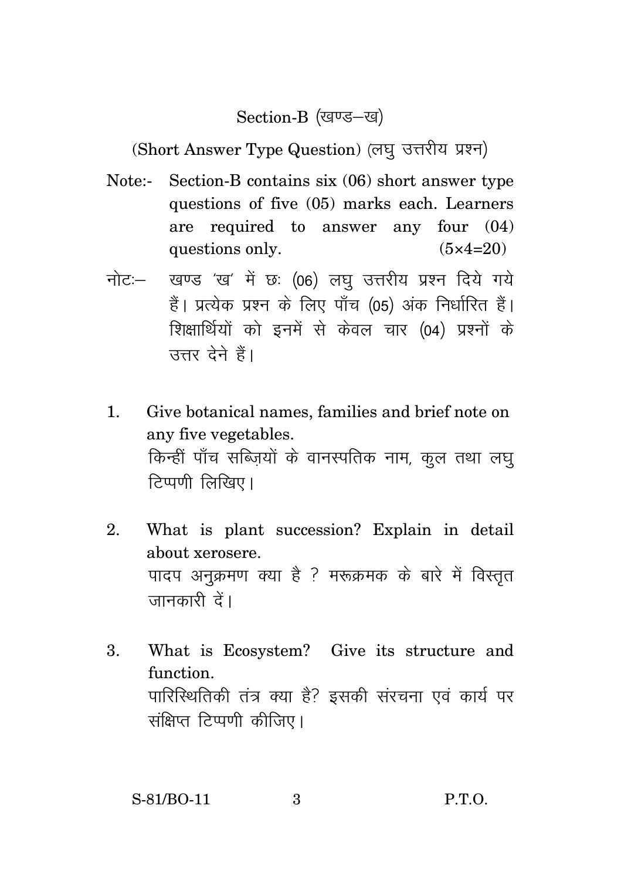## Section-B (खण्ड–ख)

(Short Answer Type Question) (लघु उत्तरीय प्रश्न)

Note:- Section-B contains six (06) short answer type questions of five (05) marks each. Learners are required to answer any four (04) questions only. (5×4=20)

नोटः– खण्ड 'ख' में छः (06) लघु उत्तरीय प्रश्न दिये गये हैं। प्रत्येक प्रश्न के लिए पाँच (05) अंक निर्धारित हैं। शिक्षार्थियों को इनमें से केवल चार (04) प्रश्नों के उत्तर देने हैं।

1. Give botanical names, families and brief note on any five vegetables.
   किन्हीं पाँच सब्ज़ियों के वानस्पतिक नाम, कुल तथा लघु टिप्पणी लिखिए।

2. What is plant succession? Explain in detail about xerosere.
   पादप अनुक्रमण क्या है ? मरूक्रमक के बारे में विस्तृत जानकारी दें।

3. What is Ecosystem? Give its structure and function.
   पारिस्थितिकी तंत्र क्या है? इसकी संरचना एवं कार्य पर संक्षिप्त टिप्पणी कीजिए।

S-81/BO-11 P.T.O.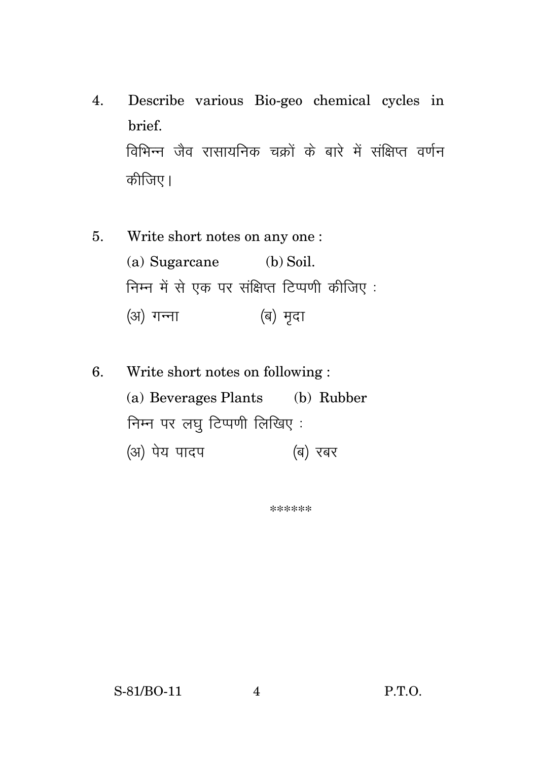4. Describe various Bio-geo chemical cycles in brief.

   विभिन्न जैव रासायनिक चक्रों के बारे में संक्षिप्त वर्णन कीजिए।

5. Write short notes on any one :

   (a) Sugarcane (b) Soil.

   निम्न में से एक पर संक्षिप्त टिप्पणी कीजिए :

   (अ) गन्ना (ब) मृदा

6. Write short notes on following :

   (a) Beverages Plants (b) Rubber

   निम्न पर लघु टिप्पणी लिखिए :

   (अ) पेय पादप (ब) रबर

******

S-81/BO-11 P.T.O.